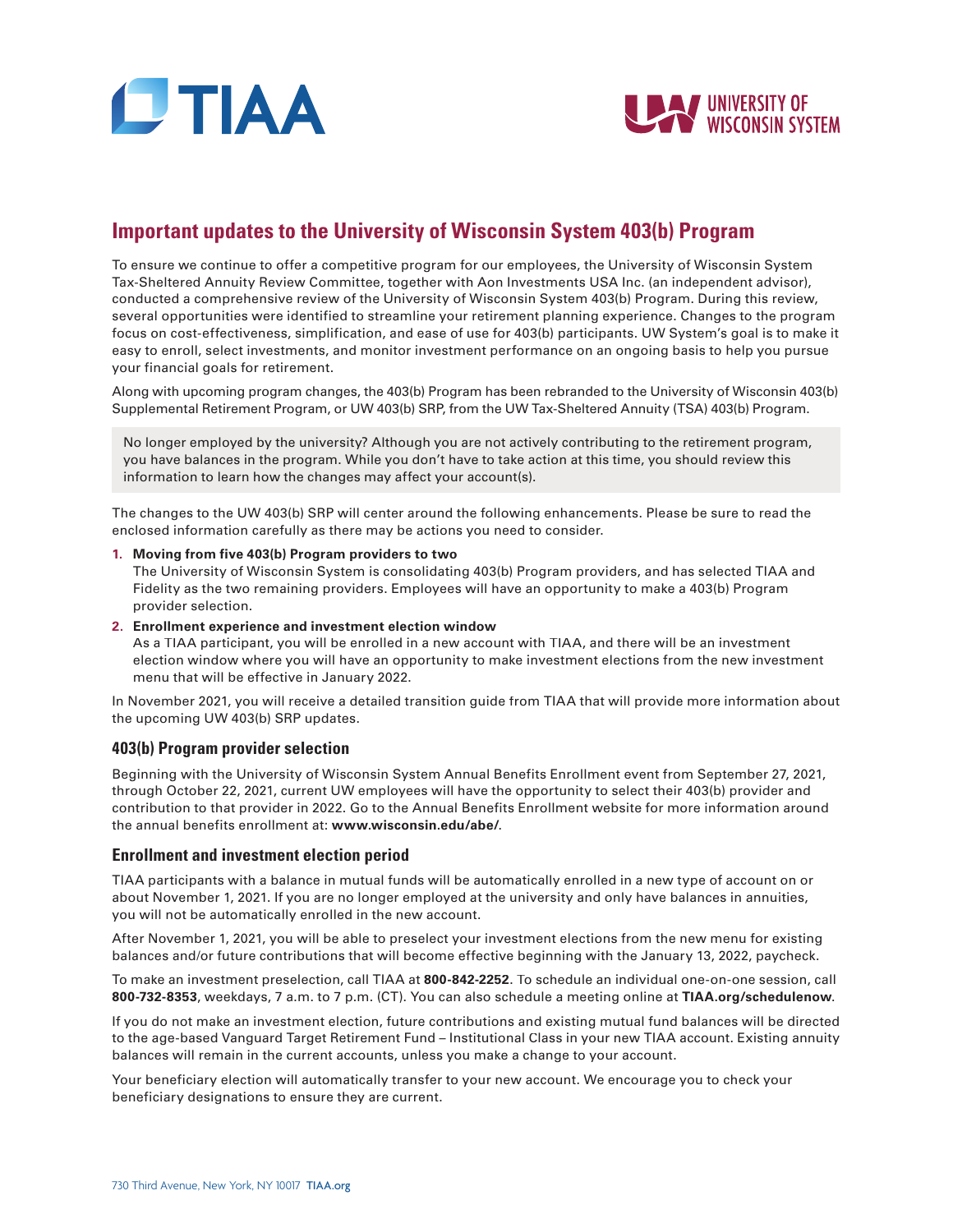TIAA

UNIVERSITY OF WISCONSIN SYSTEM

# Important updates to the University of Wisconsin System 403(b) Program

To ensure we continue to offer a competitive program for our employees, the University of Wisconsin System Tax-Sheltered Annuity Review Committee, together with Aon Investments USA Inc. (an independent advisor), conducted a comprehensive review of the University of Wisconsin System 403(b) Program. During this review, several opportunities were identified to streamline your retirement planning experience. Changes to the program focus on cost-effectiveness, simplification, and ease of use for 403(b) participants. UW System's goal is to make it easy to enroll, select investments, and monitor investment performance on an ongoing basis to help you pursue your financial goals for retirement.

Along with upcoming program changes, the 403(b) Program has been rebranded to the University of Wisconsin 403(b) Supplemental Retirement Program, or UW 403(b) SRP, from the UW Tax-Sheltered Annuity (TSA) 403(b) Program.

> No longer employed by the university? Although you are not actively contributing to the retirement program, you have balances in the program. While you don't have to take action at this time, you should review this information to learn how the changes may affect your account(s).

The changes to the UW 403(b) SRP will center around the following enhancements. Please be sure to read the enclosed information carefully as there may be actions you need to consider.

1. **Moving from five 403(b) Program providers to two**
   The University of Wisconsin System is consolidating 403(b) Program providers, and has selected TIAA and Fidelity as the two remaining providers. Employees will have an opportunity to make a 403(b) Program provider selection.
2. **Enrollment experience and investment election window**
   As a TIAA participant, you will be enrolled in a new account with TIAA, and there will be an investment election window where you will have an opportunity to make investment elections from the new investment menu that will be effective in January 2022.

In November 2021, you will receive a detailed transition guide from TIAA that will provide more information about the upcoming UW 403(b) SRP updates.

### 403(b) Program provider selection

Beginning with the University of Wisconsin System Annual Benefits Enrollment event from September 27, 2021, through October 22, 2021, current UW employees will have the opportunity to select their 403(b) provider and contribution to that provider in 2022. Go to the Annual Benefits Enrollment website for more information around the annual benefits enrollment at: **www.wisconsin.edu/abe/**.

### Enrollment and investment election period

TIAA participants with a balance in mutual funds will be automatically enrolled in a new type of account on or about November 1, 2021. If you are no longer employed at the university and only have balances in annuities, you will not be automatically enrolled in the new account.

After November 1, 2021, you will be able to preselect your investment elections from the new menu for existing balances and/or future contributions that will become effective beginning with the January 13, 2022, paycheck.

To make an investment preselection, call TIAA at **800-842-2252**. To schedule an individual one-on-one session, call **800-732-8353**, weekdays, 7 a.m. to 7 p.m. (CT). You can also schedule a meeting online at **TIAA.org/schedulenow**.

If you do not make an investment election, future contributions and existing mutual fund balances will be directed to the age-based Vanguard Target Retirement Fund – Institutional Class in your new TIAA account. Existing annuity balances will remain in the current accounts, unless you make a change to your account.

Your beneficiary election will automatically transfer to your new account. We encourage you to check your beneficiary designations to ensure they are current.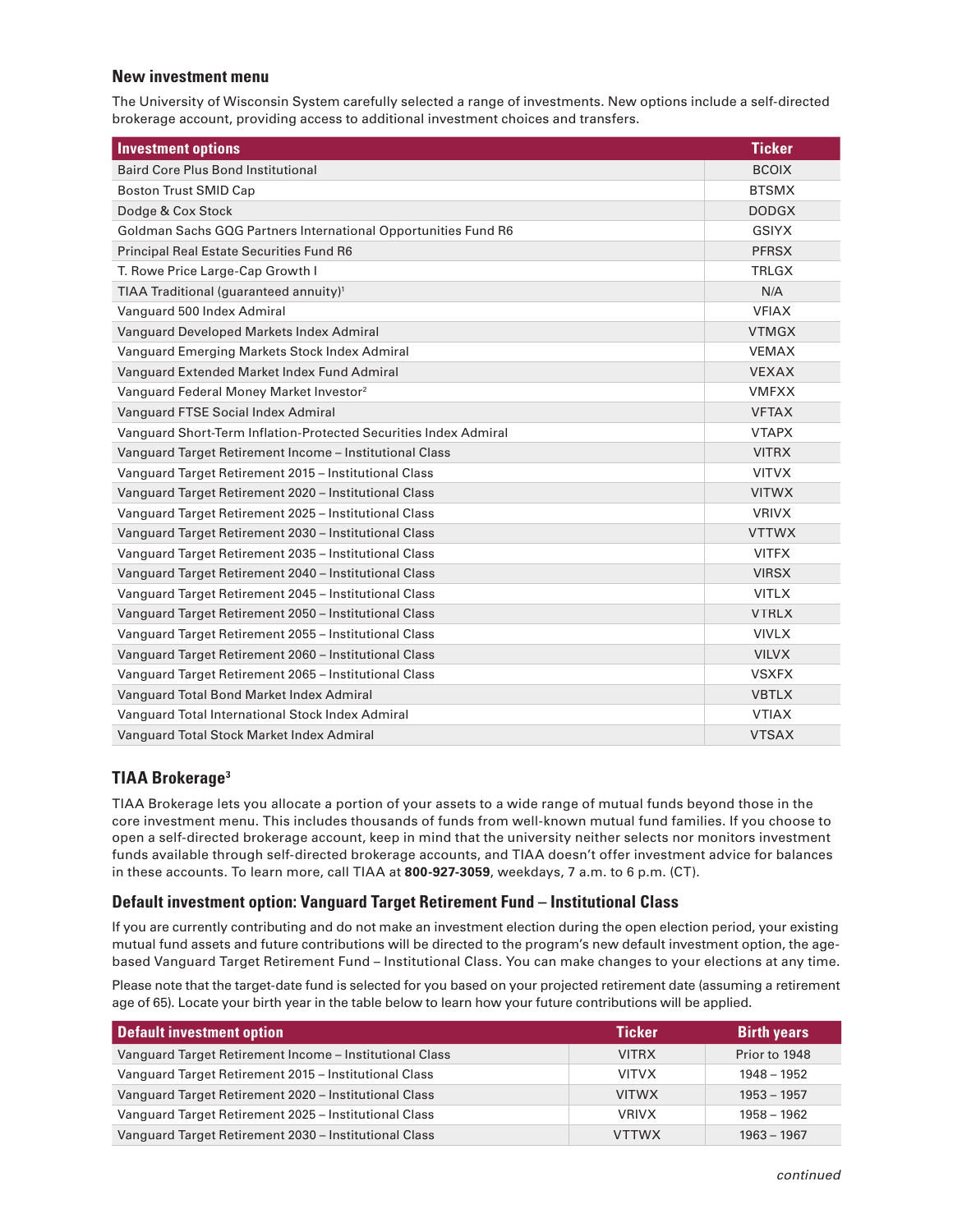### New investment menu

The University of Wisconsin System carefully selected a range of investments. New options include a self-directed brokerage account, providing access to additional investment choices and transfers.

| Investment options | Ticker |
|---|---|
| Baird Core Plus Bond Institutional | BCOIX |
| Boston Trust SMID Cap | BTSMX |
| Dodge & Cox Stock | DODGX |
| Goldman Sachs GQG Partners International Opportunities Fund R6 | GSIYX |
| Principal Real Estate Securities Fund R6 | PFRSX |
| T. Rowe Price Large-Cap Growth I | TRLGX |
| TIAA Traditional (guaranteed annuity)[1] | N/A |
| Vanguard 500 Index Admiral | VFIAX |
| Vanguard Developed Markets Index Admiral | VTMGX |
| Vanguard Emerging Markets Stock Index Admiral | VEMAX |
| Vanguard Extended Market Index Fund Admiral | VEXAX |
| Vanguard Federal Money Market Investor[2] | VMFXX |
| Vanguard FTSE Social Index Admiral | VFTAX |
| Vanguard Short-Term Inflation-Protected Securities Index Admiral | VTAPX |
| Vanguard Target Retirement Income – Institutional Class | VITRX |
| Vanguard Target Retirement 2015 – Institutional Class | VITVX |
| Vanguard Target Retirement 2020 – Institutional Class | VITWX |
| Vanguard Target Retirement 2025 – Institutional Class | VRIVX |
| Vanguard Target Retirement 2030 – Institutional Class | VTTWX |
| Vanguard Target Retirement 2035 – Institutional Class | VITFX |
| Vanguard Target Retirement 2040 – Institutional Class | VIRSX |
| Vanguard Target Retirement 2045 – Institutional Class | VITLX |
| Vanguard Target Retirement 2050 – Institutional Class | VTRLX |
| Vanguard Target Retirement 2055 – Institutional Class | VIVLX |
| Vanguard Target Retirement 2060 – Institutional Class | VILVX |
| Vanguard Target Retirement 2065 – Institutional Class | VSXFX |
| Vanguard Total Bond Market Index Admiral | VBTLX |
| Vanguard Total International Stock Index Admiral | VTIAX |
| Vanguard Total Stock Market Index Admiral | VTSAX |

### TIAA Brokerage[3]

TIAA Brokerage lets you allocate a portion of your assets to a wide range of mutual funds beyond those in the core investment menu. This includes thousands of funds from well-known mutual fund families. If you choose to open a self-directed brokerage account, keep in mind that the university neither selects nor monitors investment funds available through self-directed brokerage accounts, and TIAA doesn't offer investment advice for balances in these accounts. To learn more, call TIAA at **800-927-3059**, weekdays, 7 a.m. to 6 p.m. (CT).

### Default investment option: Vanguard Target Retirement Fund – Institutional Class

If you are currently contributing and do not make an investment election during the open election period, your existing mutual fund assets and future contributions will be directed to the program's new default investment option, the age-based Vanguard Target Retirement Fund – Institutional Class. You can make changes to your elections at any time.

Please note that the target-date fund is selected for you based on your projected retirement date (assuming a retirement age of 65). Locate your birth year in the table below to learn how your future contributions will be applied.

| Default investment option | Ticker | Birth years |
|---|---|---|
| Vanguard Target Retirement Income – Institutional Class | VITRX | Prior to 1948 |
| Vanguard Target Retirement 2015 – Institutional Class | VITVX | 1948 – 1952 |
| Vanguard Target Retirement 2020 – Institutional Class | VITWX | 1953 – 1957 |
| Vanguard Target Retirement 2025 – Institutional Class | VRIVX | 1958 – 1962 |
| Vanguard Target Retirement 2030 – Institutional Class | VTTWX | 1963 – 1967 |

*continued*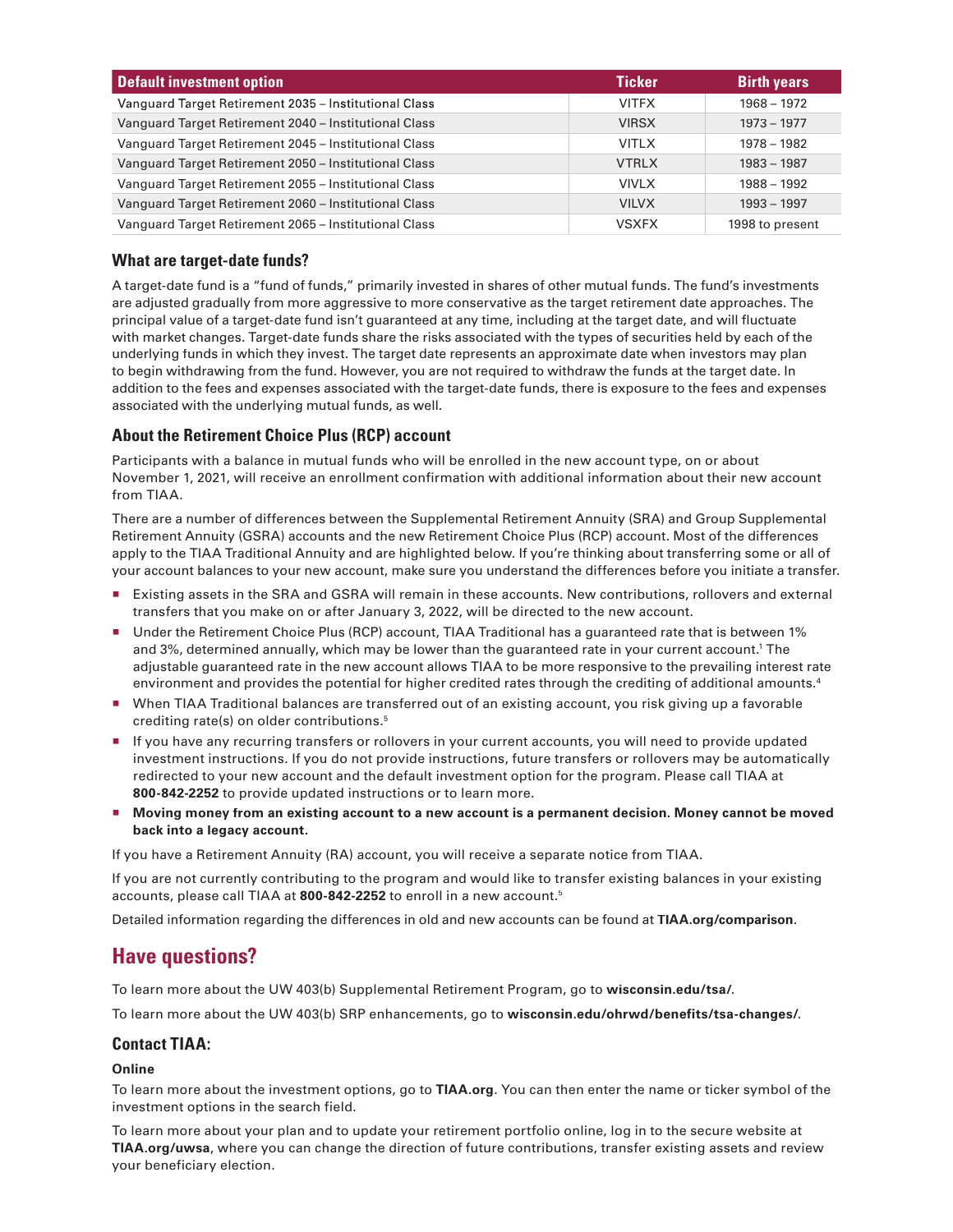| Default investment option | Ticker | Birth years |
|---|---|---|
| Vanguard Target Retirement 2035 – Institutional Class | VITFX | 1968 – 1972 |
| Vanguard Target Retirement 2040 – Institutional Class | VIRSX | 1973 – 1977 |
| Vanguard Target Retirement 2045 – Institutional Class | VITLX | 1978 – 1982 |
| Vanguard Target Retirement 2050 – Institutional Class | VTRLX | 1983 – 1987 |
| Vanguard Target Retirement 2055 – Institutional Class | VIVLX | 1988 – 1992 |
| Vanguard Target Retirement 2060 – Institutional Class | VILVX | 1993 – 1997 |
| Vanguard Target Retirement 2065 – Institutional Class | VSXFX | 1998 to present |

### What are target-date funds?

A target-date fund is a "fund of funds," primarily invested in shares of other mutual funds. The fund's investments are adjusted gradually from more aggressive to more conservative as the target retirement date approaches. The principal value of a target-date fund isn't guaranteed at any time, including at the target date, and will fluctuate with market changes. Target-date funds share the risks associated with the types of securities held by each of the underlying funds in which they invest. The target date represents an approximate date when investors may plan to begin withdrawing from the fund. However, you are not required to withdraw the funds at the target date. In addition to the fees and expenses associated with the target-date funds, there is exposure to the fees and expenses associated with the underlying mutual funds, as well.

### About the Retirement Choice Plus (RCP) account

Participants with a balance in mutual funds who will be enrolled in the new account type, on or about November 1, 2021, will receive an enrollment confirmation with additional information about their new account from TIAA.

There are a number of differences between the Supplemental Retirement Annuity (SRA) and Group Supplemental Retirement Annuity (GSRA) accounts and the new Retirement Choice Plus (RCP) account. Most of the differences apply to the TIAA Traditional Annuity and are highlighted below. If you're thinking about transferring some or all of your account balances to your new account, make sure you understand the differences before you initiate a transfer.

- Existing assets in the SRA and GSRA will remain in these accounts. New contributions, rollovers and external transfers that you make on or after January 3, 2022, will be directed to the new account.
- Under the Retirement Choice Plus (RCP) account, TIAA Traditional has a guaranteed rate that is between 1% and 3%, determined annually, which may be lower than the guaranteed rate in your current account.[1] The adjustable guaranteed rate in the new account allows TIAA to be more responsive to the prevailing interest rate environment and provides the potential for higher credited rates through the crediting of additional amounts.[4]
- When TIAA Traditional balances are transferred out of an existing account, you risk giving up a favorable crediting rate(s) on older contributions.[5]
- If you have any recurring transfers or rollovers in your current accounts, you will need to provide updated investment instructions. If you do not provide instructions, future transfers or rollovers may be automatically redirected to your new account and the default investment option for the program. Please call TIAA at **800-842-2252** to provide updated instructions or to learn more.
- **Moving money from an existing account to a new account is a permanent decision. Money cannot be moved back into a legacy account.**

If you have a Retirement Annuity (RA) account, you will receive a separate notice from TIAA.

If you are not currently contributing to the program and would like to transfer existing balances in your existing accounts, please call TIAA at **800-842-2252** to enroll in a new account.[5]

Detailed information regarding the differences in old and new accounts can be found at **TIAA.org/comparison**.

## Have questions?

To learn more about the UW 403(b) Supplemental Retirement Program, go to **wisconsin.edu/tsa/**.

To learn more about the UW 403(b) SRP enhancements, go to **wisconsin.edu/ohrwd/benefits/tsa-changes/**.

### Contact TIAA:

**Online**

To learn more about the investment options, go to **TIAA.org**. You can then enter the name or ticker symbol of the investment options in the search field.

To learn more about your plan and to update your retirement portfolio online, log in to the secure website at **TIAA.org/uwsa**, where you can change the direction of future contributions, transfer existing assets and review your beneficiary election.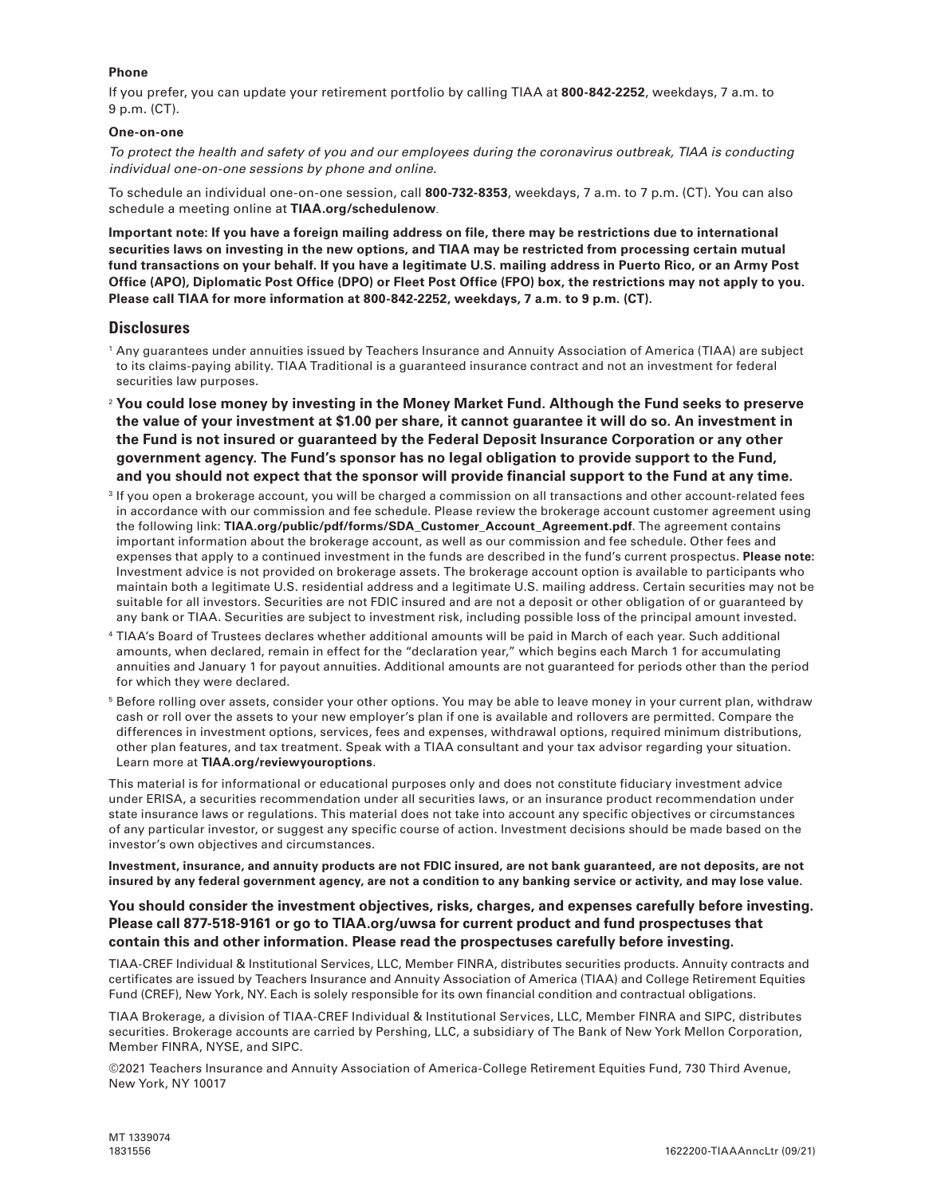**Phone**

If you prefer, you can update your retirement portfolio by calling TIAA at **800-842-2252**, weekdays, 7 a.m. to 9 p.m. (CT).

**One-on-one**

*To protect the health and safety of you and our employees during the coronavirus outbreak, TIAA is conducting individual one-on-one sessions by phone and online.*

To schedule an individual one-on-one session, call **800-732-8353**, weekdays, 7 a.m. to 7 p.m. (CT). You can also schedule a meeting online at **TIAA.org/schedulenow**.

**Important note: If you have a foreign mailing address on file, there may be restrictions due to international securities laws on investing in the new options, and TIAA may be restricted from processing certain mutual fund transactions on your behalf. If you have a legitimate U.S. mailing address in Puerto Rico, or an Army Post Office (APO), Diplomatic Post Office (DPO) or Fleet Post Office (FPO) box, the restrictions may not apply to you. Please call TIAA for more information at 800-842-2252, weekdays, 7 a.m. to 9 p.m. (CT).**

## Disclosures

[1] Any guarantees under annuities issued by Teachers Insurance and Annuity Association of America (TIAA) are subject to its claims-paying ability. TIAA Traditional is a guaranteed insurance contract and not an investment for federal securities law purposes.

[2] **You could lose money by investing in the Money Market Fund. Although the Fund seeks to preserve the value of your investment at $1.00 per share, it cannot guarantee it will do so. An investment in the Fund is not insured or guaranteed by the Federal Deposit Insurance Corporation or any other government agency. The Fund's sponsor has no legal obligation to provide support to the Fund, and you should not expect that the sponsor will provide financial support to the Fund at any time.**

[3] If you open a brokerage account, you will be charged a commission on all transactions and other account-related fees in accordance with our commission and fee schedule. Please review the brokerage account customer agreement using the following link: **TIAA.org/public/pdf/forms/SDA_Customer_Account_Agreement.pdf**. The agreement contains important information about the brokerage account, as well as our commission and fee schedule. Other fees and expenses that apply to a continued investment in the funds are described in the fund's current prospectus. **Please note:** Investment advice is not provided on brokerage assets. The brokerage account option is available to participants who maintain both a legitimate U.S. residential address and a legitimate U.S. mailing address. Certain securities may not be suitable for all investors. Securities are not FDIC insured and are not a deposit or other obligation of or guaranteed by any bank or TIAA. Securities are subject to investment risk, including possible loss of the principal amount invested.

[4] TIAA's Board of Trustees declares whether additional amounts will be paid in March of each year. Such additional amounts, when declared, remain in effect for the "declaration year," which begins each March 1 for accumulating annuities and January 1 for payout annuities. Additional amounts are not guaranteed for periods other than the period for which they were declared.

[5] Before rolling over assets, consider your other options. You may be able to leave money in your current plan, withdraw cash or roll over the assets to your new employer's plan if one is available and rollovers are permitted. Compare the differences in investment options, services, fees and expenses, withdrawal options, required minimum distributions, other plan features, and tax treatment. Speak with a TIAA consultant and your tax advisor regarding your situation. Learn more at **TIAA.org/reviewyouroptions**.

This material is for informational or educational purposes only and does not constitute fiduciary investment advice under ERISA, a securities recommendation under all securities laws, or an insurance product recommendation under state insurance laws or regulations. This material does not take into account any specific objectives or circumstances of any particular investor, or suggest any specific course of action. Investment decisions should be made based on the investor's own objectives and circumstances.

**Investment, insurance, and annuity products are not FDIC insured, are not bank guaranteed, are not deposits, are not insured by any federal government agency, are not a condition to any banking service or activity, and may lose value.**

**You should consider the investment objectives, risks, charges, and expenses carefully before investing. Please call 877-518-9161 or go to TIAA.org/uwsa for current product and fund prospectuses that contain this and other information. Please read the prospectuses carefully before investing.**

TIAA-CREF Individual & Institutional Services, LLC, Member FINRA, distributes securities products. Annuity contracts and certificates are issued by Teachers Insurance and Annuity Association of America (TIAA) and College Retirement Equities Fund (CREF), New York, NY. Each is solely responsible for its own financial condition and contractual obligations.

TIAA Brokerage, a division of TIAA-CREF Individual & Institutional Services, LLC, Member FINRA and SIPC, distributes securities. Brokerage accounts are carried by Pershing, LLC, a subsidiary of The Bank of New York Mellon Corporation, Member FINRA, NYSE, and SIPC.

©2021 Teachers Insurance and Annuity Association of America-College Retirement Equities Fund, 730 Third Avenue, New York, NY 10017

MT 1339074
1831556

1622200-TIAAAnncLtr (09/21)